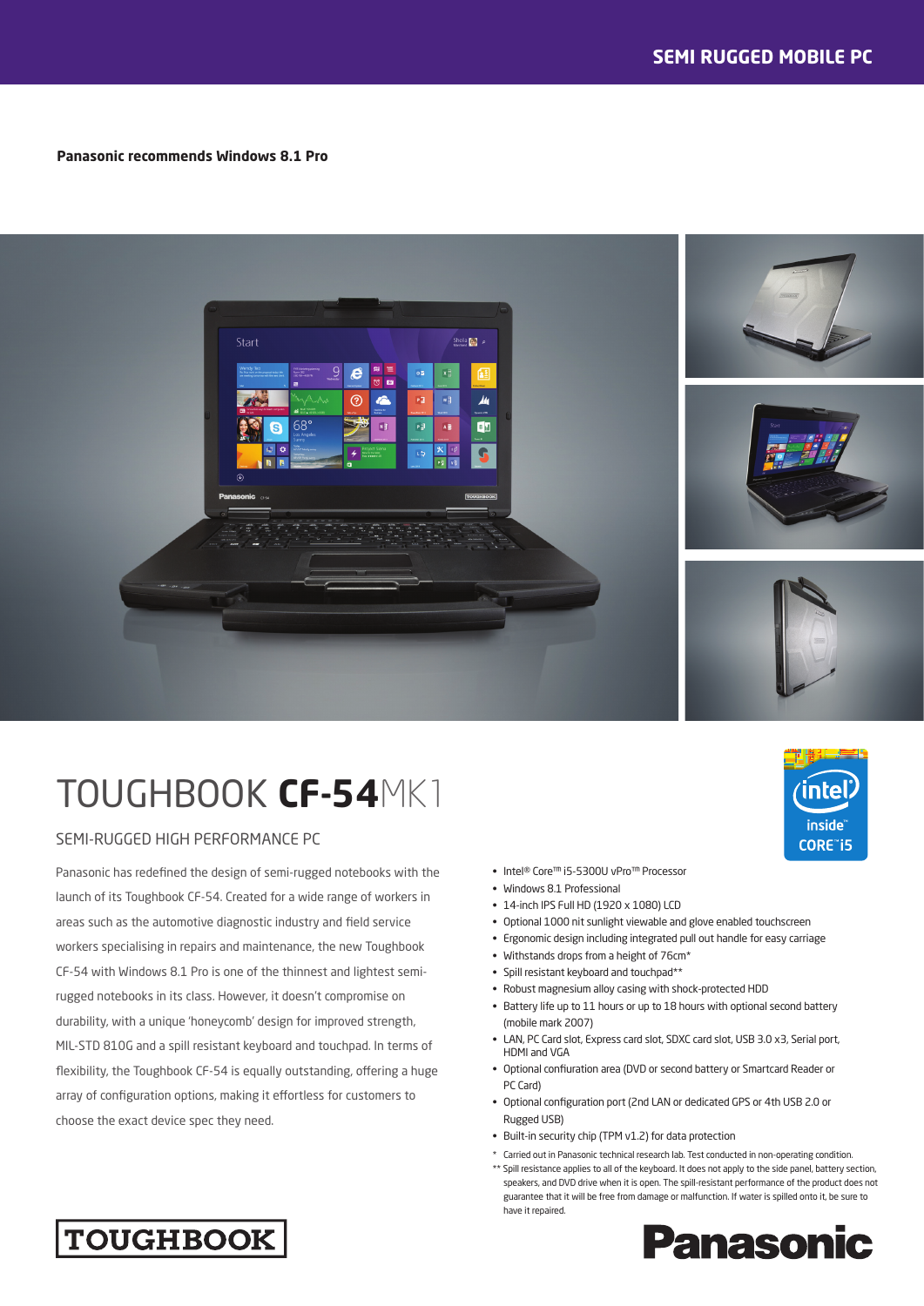SEMI RUGGED MOBILE PC

**Panasonic recommends Windows 8.1 Pro**

# TOUGHBOOK **CF-54**MK1

## SEMI-RUGGED HIGH PERFORMANCE PC

Panasonic has redefined the design of semi-rugged notebooks with the launch of its Toughbook CF-54. Created for a wide range of workers in areas such as the automotive diagnostic industry and field service workers specialising in repairs and maintenance, the new Toughbook CF-54 with Windows 8.1 Pro is one of the thinnest and lightest semi-rugged notebooks in its class. However, it doesn't compromise on durability, with a unique 'honeycomb' design for improved strength, MIL-STD 810G and a spill resistant keyboard and touchpad. In terms of flexibility, the Toughbook CF-54 is equally outstanding, offering a huge array of configuration options, making it effortless for customers to choose the exact device spec they need.

- Intel® Core™ i5-5300U vPro™ Processor
- Windows 8.1 Professional
- 14-inch IPS Full HD (1920 x 1080) LCD
- Optional 1000 nit sunlight viewable and glove enabled touchscreen
- Ergonomic design including integrated pull out handle for easy carriage
- Withstands drops from a height of 76cm*
- Spill resistant keyboard and touchpad**
- Robust magnesium alloy casing with shock-protected HDD
- Battery life up to 11 hours or up to 18 hours with optional second battery (mobile mark 2007)
- LAN, PC Card slot, Express card slot, SDXC card slot, USB 3.0 x3, Serial port, HDMI and VGA
- Optional confiuration area (DVD or second battery or Smartcard Reader or PC Card)
- Optional configuration port (2nd LAN or dedicated GPS or 4th USB 2.0 or Rugged USB)
- Built-in security chip (TPM v1.2) for data protection

\* Carried out in Panasonic technical research lab. Test conducted in non-operating condition.

\** Spill resistance applies to all of the keyboard. It does not apply to the side panel, battery section, speakers, and DVD drive when it is open. The spill-resistant performance of the product does not guarantee that it will be free from damage or malfunction. If water is spilled onto it, be sure to have it repaired.

TOUGHBOOK

Panasonic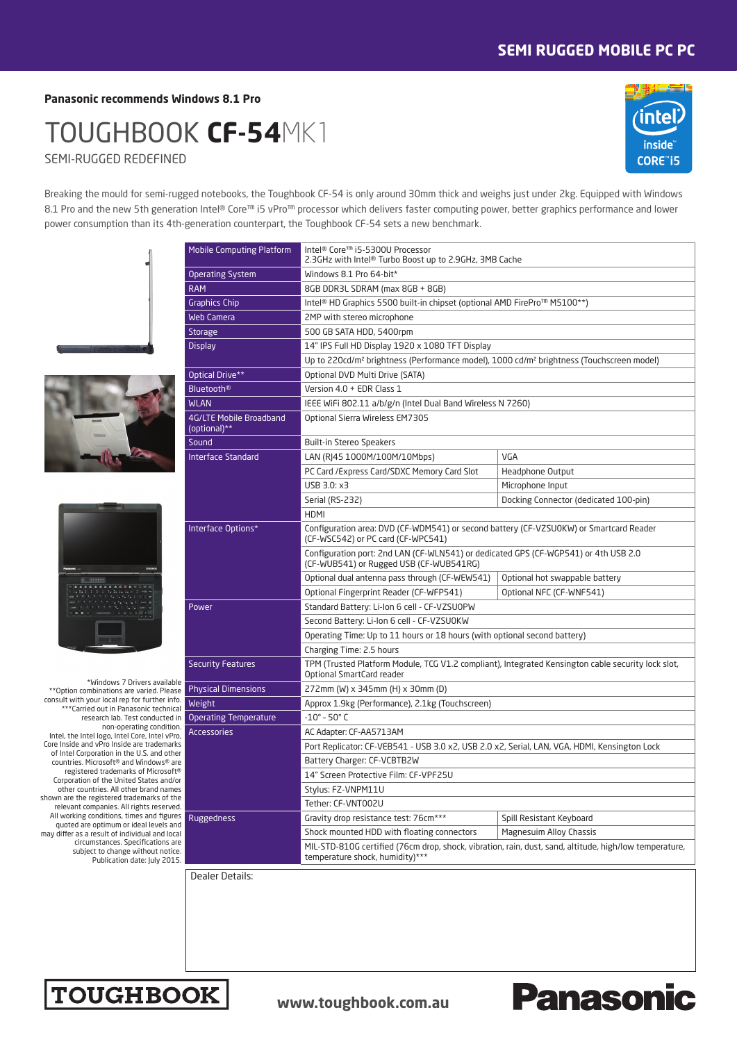SEMI RUGGED MOBILE PC PC

**Panasonic recommends Windows 8.1 Pro**

# TOUGHBOOK **CF-54**MK1

SEMI-RUGGED REDEFINED

Breaking the mould for semi-rugged notebooks, the Toughbook CF-54 is only around 30mm thick and weighs just under 2kg. Equipped with Windows 8.1 Pro and the new 5th generation Intel® Core™ i5 vPro™ processor which delivers faster computing power, better graphics performance and lower power consumption than its 4th-generation counterpart, the Toughbook CF-54 sets a new benchmark.

| | | |
|---|---|---|
| Mobile Computing Platform | Intel® Core™ i5-5300U Processor 2.3GHz with Intel® Turbo Boost up to 2.9GHz, 3MB Cache | |
| Operating System | Windows 8.1 Pro 64-bit* | |
| RAM | 8GB DDR3L SDRAM (max 8GB + 8GB) | |
| Graphics Chip | Intel® HD Graphics 5500 built-in chipset (optional AMD FirePro™ M5100**) | |
| Web Camera | 2MP with stereo microphone | |
| Storage | 500 GB SATA HDD, 5400rpm | |
| Display | 14" IPS Full HD Display 1920 x 1080 TFT Display | |
| | Up to 220cd/m² brightness (Performance model), 1000 cd/m² brightness (Touchscreen model) | |
| Optical Drive** | Optional DVD Multi Drive (SATA) | |
| Bluetooth® | Version 4.0 + EDR Class 1 | |
| WLAN | IEEE WiFi 802.11 a/b/g/n (Intel Dual Band Wireless N 7260) | |
| 4G/LTE Mobile Broadband (optional)** | Optional Sierra Wireless EM7305 | |
| Sound | Built-in Stereo Speakers | |
| Interface Standard | LAN (RJ45 1000M/100M/10Mbps) | VGA |
| | PC Card /Express Card/SDXC Memory Card Slot | Headphone Output |
| | USB 3.0: x3 | Microphone Input |
| | Serial (RS-232) | Docking Connector (dedicated 100-pin) |
| | HDMI | |
| Interface Options* | Configuration area: DVD (CF-WDM541) or second battery (CF-VZSU0KW) or Smartcard Reader (CF-WSC542) or PC card (CF-WPC541) | |
| | Configuration port: 2nd LAN (CF-WLN541) or dedicated GPS (CF-WGP541) or 4th USB 2.0 (CF-WUB541) or Rugged USB (CF-WUB541RG) | |
| | Optional dual antenna pass through (CF-WEW541) | Optional hot swappable battery |
| | Optional Fingerprint Reader (CF-WFP541) | Optional NFC (CF-WNF541) |
| Power | Standard Battery: Li-Ion 6 cell - CF-VZSU0PW | |
| | Second Battery: Li-Ion 6 cell - CF-VZSU0KW | |
| | Operating Time: Up to 11 hours or 18 hours (with optional second battery) | |
| | Charging Time: 2.5 hours | |
| Security Features | TPM (Trusted Platform Module, TCG V1.2 compliant), Integrated Kensington cable security lock slot, Optional SmartCard reader | |
| Physical Dimensions | 272mm (W) x 345mm (H) x 30mm (D) | |
| Weight | Approx 1.9kg (Performance), 2.1kg (Touchscreen) | |
| Operating Temperature | -10° - 50° C | |
| Accessories | AC Adapter: CF-AA5713AM | |
| | Port Replicator: CF-VEB541 - USB 3.0 x2, USB 2.0 x2, Serial, LAN, VGA, HDMI, Kensington Lock | |
| | Battery Charger: CF-VCBTB2W | |
| | 14" Screen Protective Film: CF-VPF25U | |
| | Stylus: FZ-VNPM11U | |
| | Tether: CF-VNT002U | |
| Ruggedness | Gravity drop resistance test: 76cm*** | Spill Resistant Keyboard |
| | Shock mounted HDD with floating connectors | Magnesuim Alloy Chassis |
| | MIL-STD-810G certified (76cm drop, shock, vibration, rain, dust, sand, altitude, high/low temperature, temperature shock, humidity)*** | |

*Windows 7 Drivers available
**Option combinations are varied. Please consult with your local rep for further info.
***Carried out in Panasonic technical research lab. Test conducted in non-operating condition.
Intel, the Intel logo, Intel Core, Intel vPro, Core Inside and vPro Inside are trademarks of Intel Corporation in the U.S. and other countries. Microsoft® and Windows® are registered trademarks of Microsoft® Corporation of the United States and/or other countries. All other brand names shown are the registered trademarks of the relevant companies. All rights reserved.
All working conditions, times and figures quoted are optimum or ideal levels and may differ as a result of individual and local circumstances. Specifications are subject to change without notice.
Publication date: July 2015.

Dealer Details:

TOUGHBOOK

www.toughbook.com.au

Panasonic